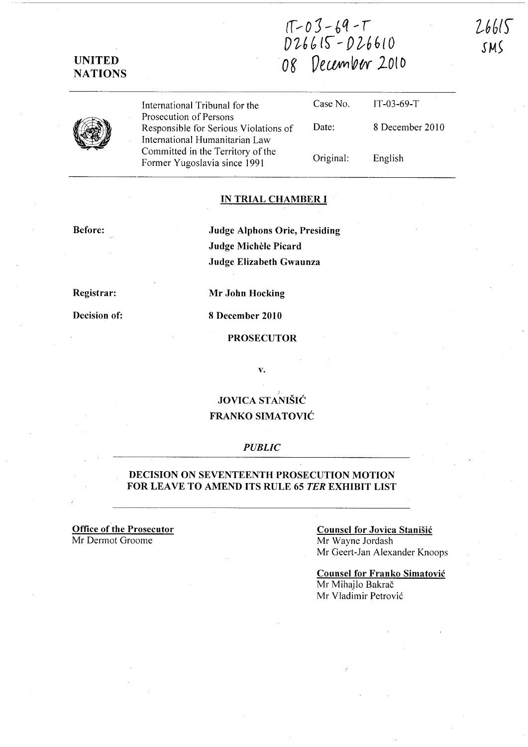IT-03-69-T
D26615 - D26610
08 December 2010

26615
SMS

**UNITED NATIONS**

| International Tribunal for the Prosecution of Persons Responsible for Serious Violations of International Humanitarian Law Committed in the Territory of the Former Yugoslavia since 1991 | Case No. | IT-03-69-T |
|---|---|---|
| | Date: | 8 December 2010 |
| | Original: | English |

**IN TRIAL CHAMBER I**

**Before:** **Judge Alphons Orie, Presiding**
**Judge Michèle Picard**
**Judge Elizabeth Gwaunza**

**Registrar:** **Mr John Hocking**

**Decision of:** **8 December 2010**

**PROSECUTOR**

**v.**

**JOVICA STANIŠIĆ**
**FRANKO SIMATOVIĆ**

*PUBLIC*

**DECISION ON SEVENTEENTH PROSECUTION MOTION FOR LEAVE TO AMEND ITS RULE 65 *TER* EXHIBIT LIST**

**Office of the Prosecutor**
Mr Dermot Groome

**Counsel for Jovica Stanišić**
Mr Wayne Jordash
Mr Geert-Jan Alexander Knoops

**Counsel for Franko Simatović**
Mr Mihajlo Bakrač
Mr Vladimir Petrović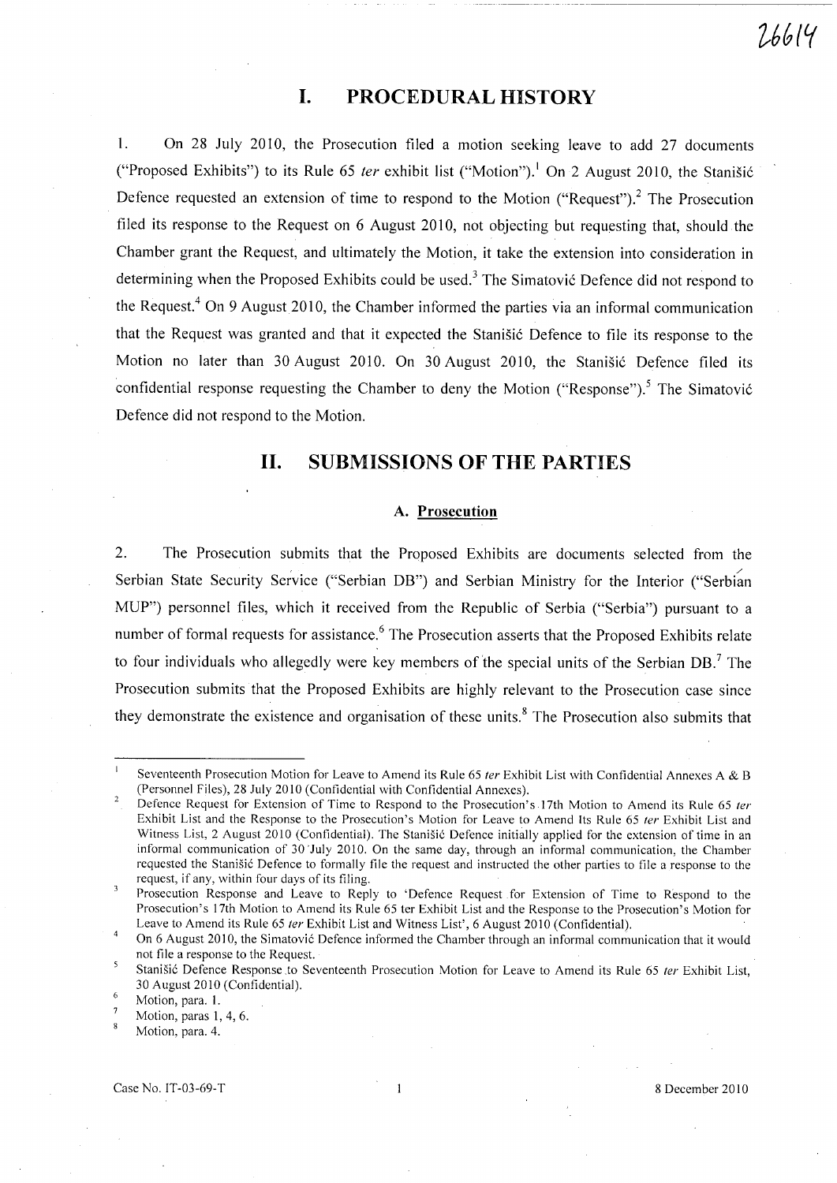# I. PROCEDURAL HISTORY

1. On 28 July 2010, the Prosecution filed a motion seeking leave to add 27 documents ("Proposed Exhibits") to its Rule 65 *ter* exhibit list ("Motion").[1] On 2 August 2010, the Stanišić Defence requested an extension of time to respond to the Motion ("Request").[2] The Prosecution filed its response to the Request on 6 August 2010, not objecting but requesting that, should the Chamber grant the Request, and ultimately the Motion, it take the extension into consideration in determining when the Proposed Exhibits could be used.[3] The Simatović Defence did not respond to the Request.[4] On 9 August 2010, the Chamber informed the parties via an informal communication that the Request was granted and that it expected the Stanišić Defence to file its response to the Motion no later than 30 August 2010. On 30 August 2010, the Stanišić Defence filed its confidential response requesting the Chamber to deny the Motion ("Response").[5] The Simatović Defence did not respond to the Motion.

# II. SUBMISSIONS OF THE PARTIES

### A. Prosecution

2. The Prosecution submits that the Proposed Exhibits are documents selected from the Serbian State Security Service ("Serbian DB") and Serbian Ministry for the Interior ("Serbian MUP") personnel files, which it received from the Republic of Serbia ("Serbia") pursuant to a number of formal requests for assistance.[6] The Prosecution asserts that the Proposed Exhibits relate to four individuals who allegedly were key members of the special units of the Serbian DB.[7] The Prosecution submits that the Proposed Exhibits are highly relevant to the Prosecution case since they demonstrate the existence and organisation of these units.[8] The Prosecution also submits that

---

[1] Seventeenth Prosecution Motion for Leave to Amend its Rule 65 *ter* Exhibit List with Confidential Annexes A & B (Personnel Files), 28 July 2010 (Confidential with Confidential Annexes).

[2] Defence Request for Extension of Time to Respond to the Prosecution's 17th Motion to Amend its Rule 65 *ter* Exhibit List and the Response to the Prosecution's Motion for Leave to Amend Its Rule 65 *ter* Exhibit List and Witness List, 2 August 2010 (Confidential). The Stanišić Defence initially applied for the extension of time in an informal communication of 30 July 2010. On the same day, through an informal communication, the Chamber requested the Stanišić Defence to formally file the request and instructed the other parties to file a response to the request, if any, within four days of its filing.

[3] Prosecution Response and Leave to Reply to 'Defence Request for Extension of Time to Respond to the Prosecution's 17th Motion to Amend its Rule 65 ter Exhibit List and the Response to the Prosecution's Motion for Leave to Amend its Rule 65 *ter* Exhibit List and Witness List', 6 August 2010 (Confidential).

[4] On 6 August 2010, the Simatović Defence informed the Chamber through an informal communication that it would not file a response to the Request.

[5] Stanišić Defence Response to Seventeenth Prosecution Motion for Leave to Amend its Rule 65 *ter* Exhibit List, 30 August 2010 (Confidential).

[6] Motion, para. 1.

[7] Motion, paras 1, 4, 6.

[8] Motion, para. 4.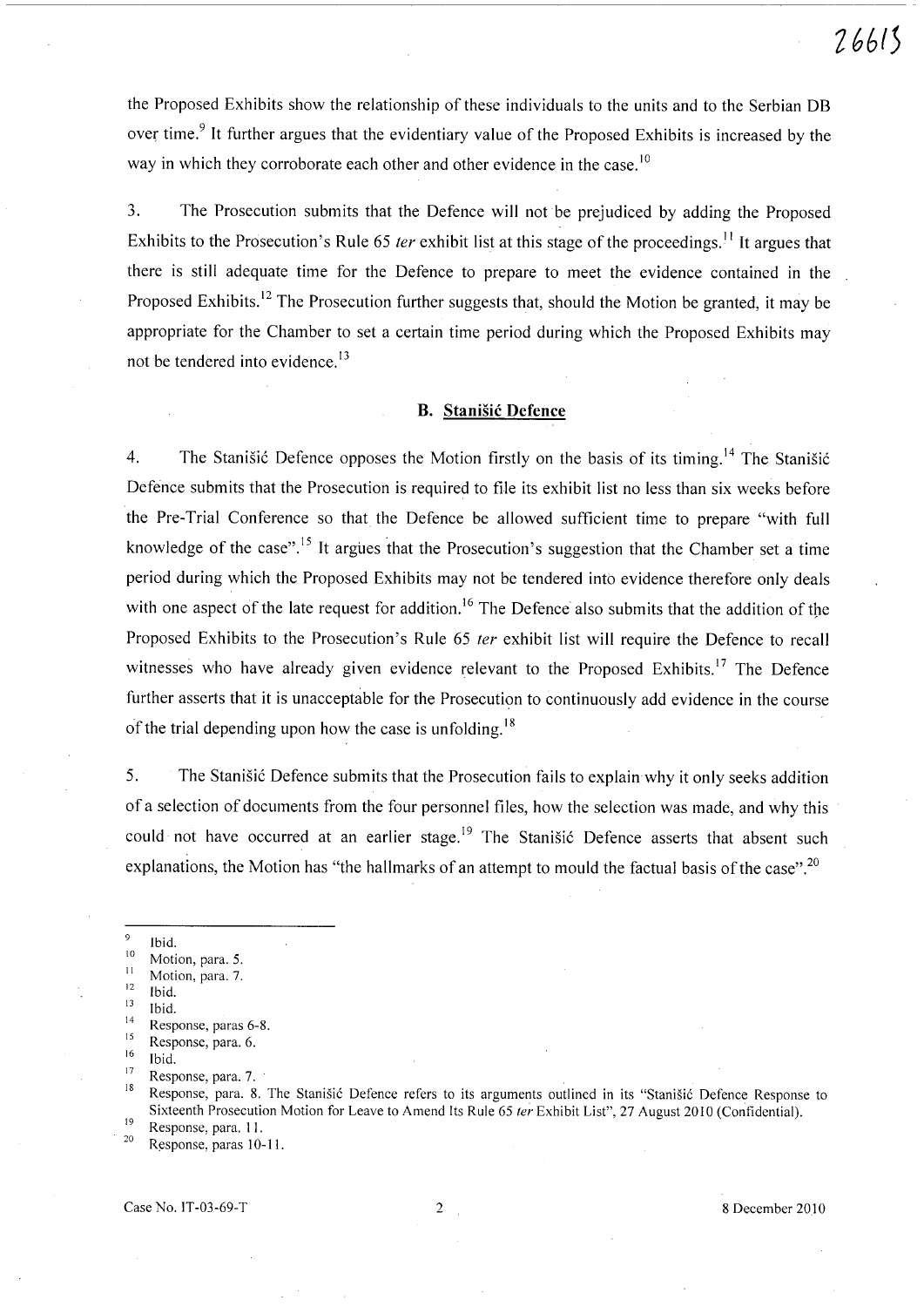the Proposed Exhibits show the relationship of these individuals to the units and to the Serbian DB over time.[9] It further argues that the evidentiary value of the Proposed Exhibits is increased by the way in which they corroborate each other and other evidence in the case.[10]

3. The Prosecution submits that the Defence will not be prejudiced by adding the Proposed Exhibits to the Prosecution's Rule 65 *ter* exhibit list at this stage of the proceedings.[11] It argues that there is still adequate time for the Defence to prepare to meet the evidence contained in the Proposed Exhibits.[12] The Prosecution further suggests that, should the Motion be granted, it may be appropriate for the Chamber to set a certain time period during which the Proposed Exhibits may not be tendered into evidence.[13]

### B. Stanišić Defence

4. The Stanišić Defence opposes the Motion firstly on the basis of its timing.[14] The Stanišić Defence submits that the Prosecution is required to file its exhibit list no less than six weeks before the Pre-Trial Conference so that the Defence be allowed sufficient time to prepare "with full knowledge of the case".[15] It argues that the Prosecution's suggestion that the Chamber set a time period during which the Proposed Exhibits may not be tendered into evidence therefore only deals with one aspect of the late request for addition.[16] The Defence also submits that the addition of the Proposed Exhibits to the Prosecution's Rule 65 *ter* exhibit list will require the Defence to recall witnesses who have already given evidence relevant to the Proposed Exhibits.[17] The Defence further asserts that it is unacceptable for the Prosecution to continuously add evidence in the course of the trial depending upon how the case is unfolding.[18]

5. The Stanišić Defence submits that the Prosecution fails to explain why it only seeks addition of a selection of documents from the four personnel files, how the selection was made, and why this could not have occurred at an earlier stage.[19] The Stanišić Defence asserts that absent such explanations, the Motion has "the hallmarks of an attempt to mould the factual basis of the case".[20]

---

[9] Ibid.
[10] Motion, para. 5.
[11] Motion, para. 7.
[12] Ibid.
[13] Ibid.
[14] Response, paras 6-8.
[15] Response, para. 6.
[16] Ibid.
[17] Response, para. 7.
[18] Response, para. 8. The Stanišić Defence refers to its arguments outlined in its "Stanišić Defence Response to Sixteenth Prosecution Motion for Leave to Amend Its Rule 65 *ter* Exhibit List", 27 August 2010 (Confidential).
[19] Response, para. 11.
[20] Response, paras 10-11.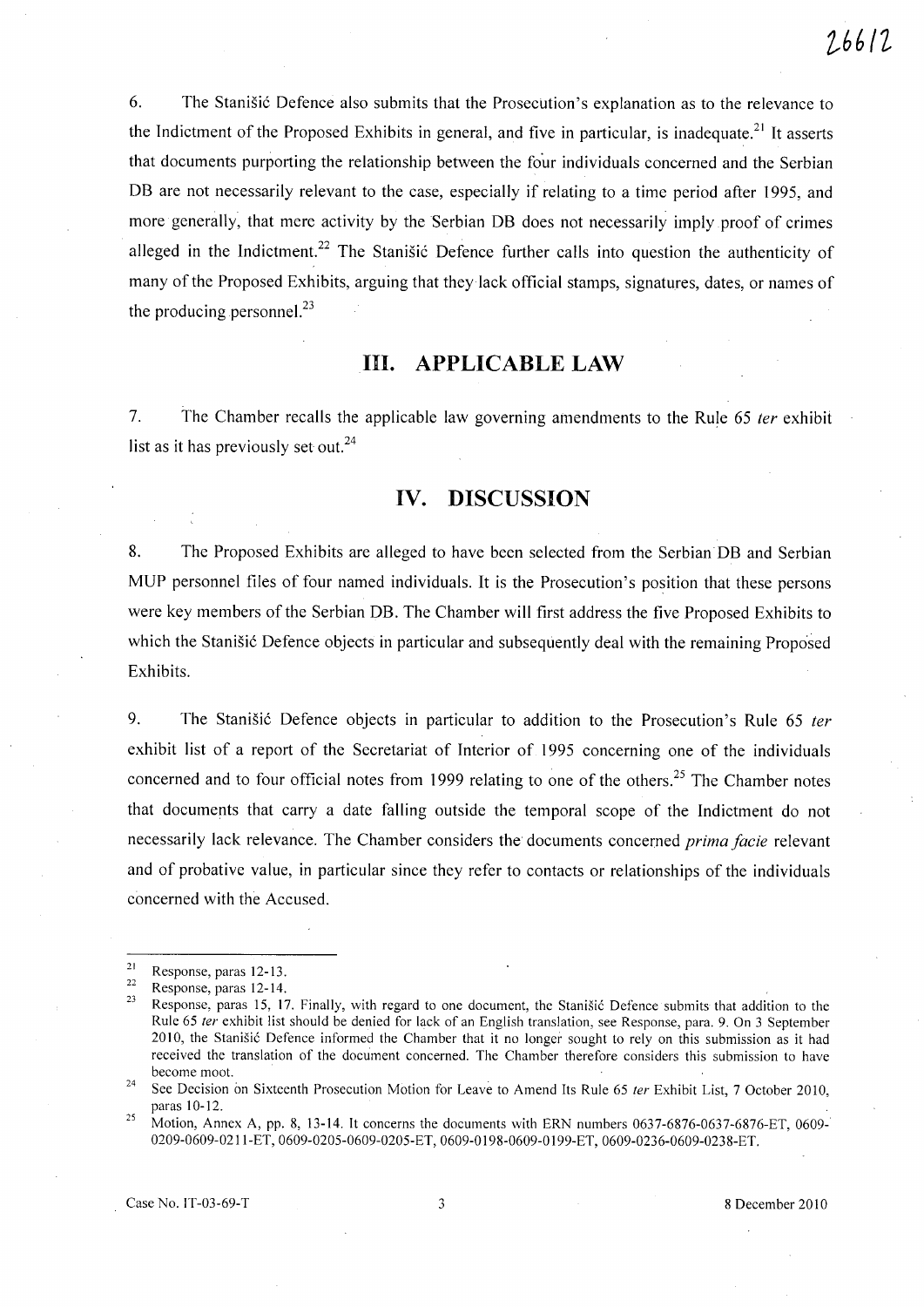6. The Stanišić Defence also submits that the Prosecution's explanation as to the relevance to the Indictment of the Proposed Exhibits in general, and five in particular, is inadequate.[21] It asserts that documents purporting the relationship between the four individuals concerned and the Serbian DB are not necessarily relevant to the case, especially if relating to a time period after 1995, and more generally, that mere activity by the Serbian DB does not necessarily imply proof of crimes alleged in the Indictment.[22] The Stanišić Defence further calls into question the authenticity of many of the Proposed Exhibits, arguing that they lack official stamps, signatures, dates, or names of the producing personnel.[23]

## III. APPLICABLE LAW

7. The Chamber recalls the applicable law governing amendments to the Rule 65 *ter* exhibit list as it has previously set out.[24]

## IV. DISCUSSION

8. The Proposed Exhibits are alleged to have been selected from the Serbian DB and Serbian MUP personnel files of four named individuals. It is the Prosecution's position that these persons were key members of the Serbian DB. The Chamber will first address the five Proposed Exhibits to which the Stanišić Defence objects in particular and subsequently deal with the remaining Proposed Exhibits.

9. The Stanišić Defence objects in particular to addition to the Prosecution's Rule 65 *ter* exhibit list of a report of the Secretariat of Interior of 1995 concerning one of the individuals concerned and to four official notes from 1999 relating to one of the others.[25] The Chamber notes that documents that carry a date falling outside the temporal scope of the Indictment do not necessarily lack relevance. The Chamber considers the documents concerned *prima facie* relevant and of probative value, in particular since they refer to contacts or relationships of the individuals concerned with the Accused.

---

[21] Response, paras 12-13.

[22] Response, paras 12-14.

[23] Response, paras 15, 17. Finally, with regard to one document, the Stanišić Defence submits that addition to the Rule 65 *ter* exhibit list should be denied for lack of an English translation, see Response, para. 9. On 3 September 2010, the Stanišić Defence informed the Chamber that it no longer sought to rely on this submission as it had received the translation of the document concerned. The Chamber therefore considers this submission to have become moot.

[24] See Decision on Sixteenth Prosecution Motion for Leave to Amend Its Rule 65 *ter* Exhibit List, 7 October 2010, paras 10-12.

[25] Motion, Annex A, pp. 8, 13-14. It concerns the documents with ERN numbers 0637-6876-0637-6876-ET, 0609-0209-0609-0211-ET, 0609-0205-0609-0205-ET, 0609-0198-0609-0199-ET, 0609-0236-0609-0238-ET.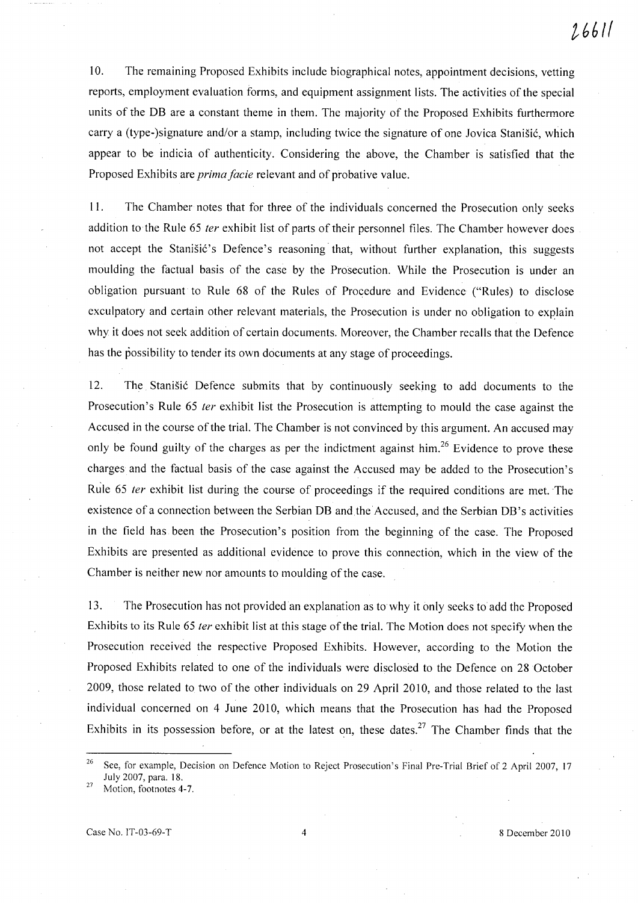10. The remaining Proposed Exhibits include biographical notes, appointment decisions, vetting reports, employment evaluation forms, and equipment assignment lists. The activities of the special units of the DB are a constant theme in them. The majority of the Proposed Exhibits furthermore carry a (type-)signature and/or a stamp, including twice the signature of one Jovica Stanišić, which appear to be indicia of authenticity. Considering the above, the Chamber is satisfied that the Proposed Exhibits are *prima facie* relevant and of probative value.

11. The Chamber notes that for three of the individuals concerned the Prosecution only seeks addition to the Rule 65 *ter* exhibit list of parts of their personnel files. The Chamber however does not accept the Stanišić's Defence's reasoning that, without further explanation, this suggests moulding the factual basis of the case by the Prosecution. While the Prosecution is under an obligation pursuant to Rule 68 of the Rules of Procedure and Evidence ("Rules) to disclose exculpatory and certain other relevant materials, the Prosecution is under no obligation to explain why it does not seek addition of certain documents. Moreover, the Chamber recalls that the Defence has the possibility to tender its own documents at any stage of proceedings.

12. The Stanišić Defence submits that by continuously seeking to add documents to the Prosecution's Rule 65 *ter* exhibit list the Prosecution is attempting to mould the case against the Accused in the course of the trial. The Chamber is not convinced by this argument. An accused may only be found guilty of the charges as per the indictment against him.[26] Evidence to prove these charges and the factual basis of the case against the Accused may be added to the Prosecution's Rule 65 *ter* exhibit list during the course of proceedings if the required conditions are met. The existence of a connection between the Serbian DB and the Accused, and the Serbian DB's activities in the field has been the Prosecution's position from the beginning of the case. The Proposed Exhibits are presented as additional evidence to prove this connection, which in the view of the Chamber is neither new nor amounts to moulding of the case.

13. The Prosecution has not provided an explanation as to why it only seeks to add the Proposed Exhibits to its Rule 65 *ter* exhibit list at this stage of the trial. The Motion does not specify when the Prosecution received the respective Proposed Exhibits. However, according to the Motion the Proposed Exhibits related to one of the individuals were disclosed to the Defence on 28 October 2009, those related to two of the other individuals on 29 April 2010, and those related to the last individual concerned on 4 June 2010, which means that the Prosecution has had the Proposed Exhibits in its possession before, or at the latest on, these dates.[27] The Chamber finds that the

---

[26] See, for example, Decision on Defence Motion to Reject Prosecution's Final Pre-Trial Brief of 2 April 2007, 17 July 2007, para. 18.

[27] Motion, footnotes 4-7.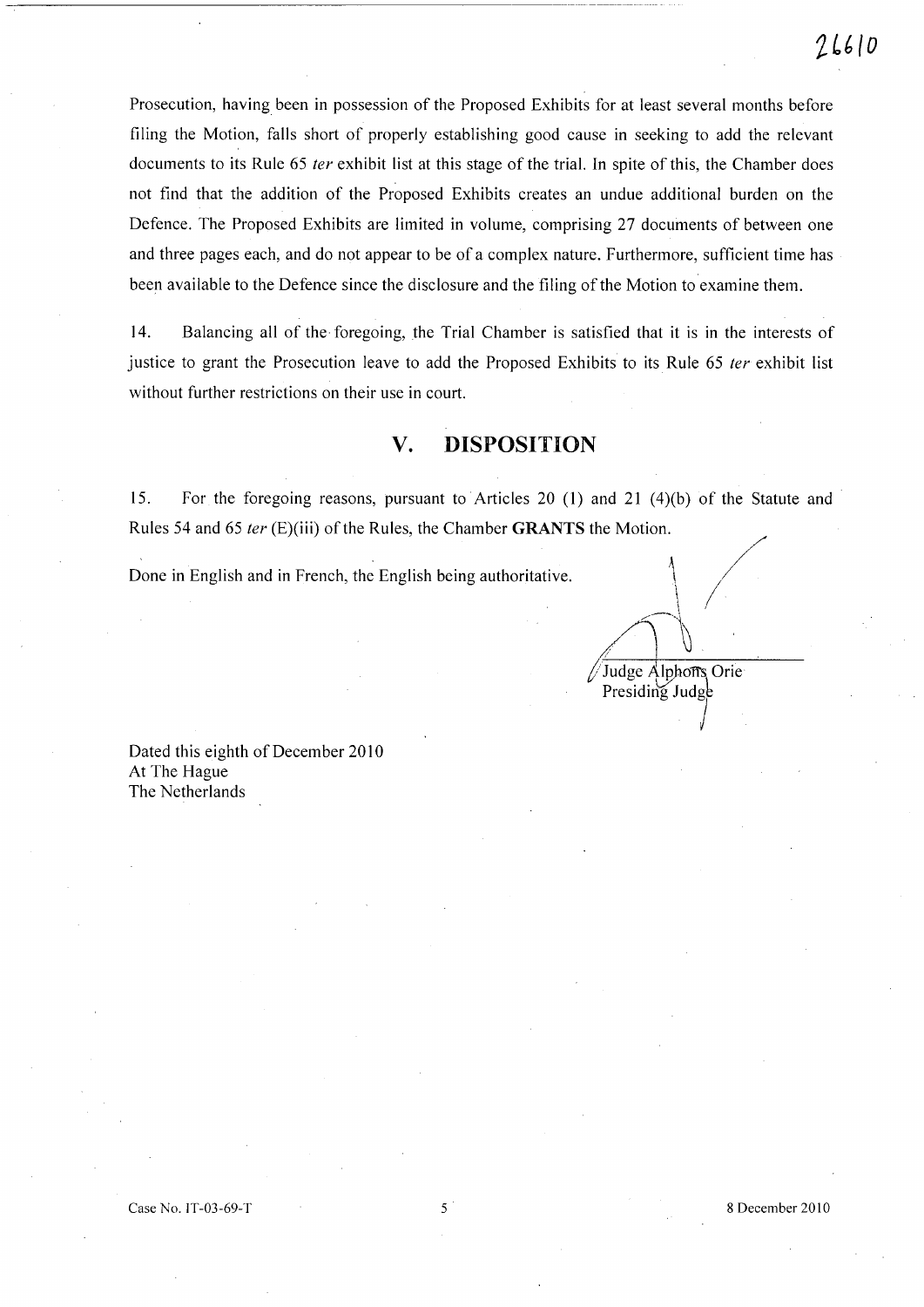Prosecution, having been in possession of the Proposed Exhibits for at least several months before filing the Motion, falls short of properly establishing good cause in seeking to add the relevant documents to its Rule 65 *ter* exhibit list at this stage of the trial. In spite of this, the Chamber does not find that the addition of the Proposed Exhibits creates an undue additional burden on the Defence. The Proposed Exhibits are limited in volume, comprising 27 documents of between one and three pages each, and do not appear to be of a complex nature. Furthermore, sufficient time has been available to the Defence since the disclosure and the filing of the Motion to examine them.

14. Balancing all of the foregoing, the Trial Chamber is satisfied that it is in the interests of justice to grant the Prosecution leave to add the Proposed Exhibits to its Rule 65 *ter* exhibit list without further restrictions on their use in court.

## V. DISPOSITION

15. For the foregoing reasons, pursuant to Articles 20 (1) and 21 (4)(b) of the Statute and Rules 54 and 65 *ter* (E)(iii) of the Rules, the Chamber **GRANTS** the Motion.

Done in English and in French, the English being authoritative.

Judge Alphons Orie
Presiding Judge

Dated this eighth of December 2010
At The Hague
The Netherlands